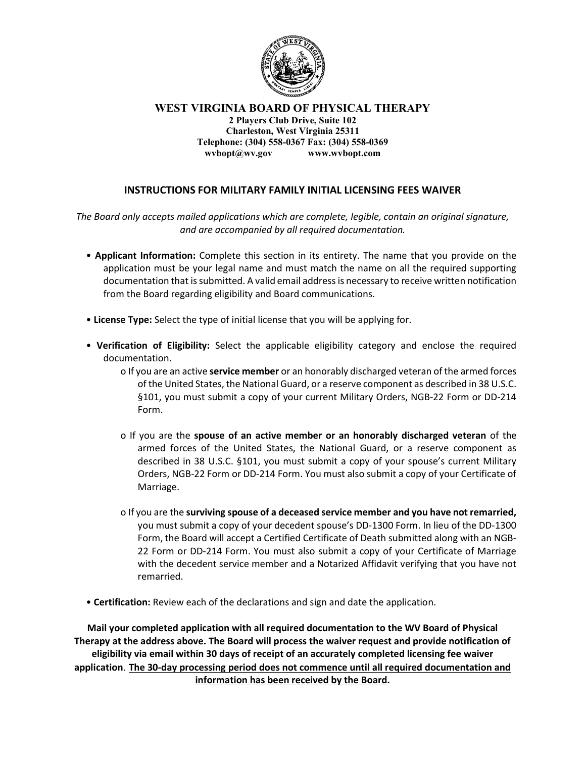# WEST VIRGINIA BOARD OF PHYSICAL THERAPY

**2 Players Club Drive, Suite 102**
**Charleston, West Virginia 25311**
**Telephone: (304) 558-0367 Fax: (304) 558-0369**
**wvbopt@wv.gov www.wvbopt.com**

## INSTRUCTIONS FOR MILITARY FAMILY INITIAL LICENSING FEES WAIVER

*The Board only accepts mailed applications which are complete, legible, contain an original signature, and are accompanied by all required documentation.*

- **Applicant Information:** Complete this section in its entirety. The name that you provide on the application must be your legal name and must match the name on all the required supporting documentation that is submitted. A valid email address is necessary to receive written notification from the Board regarding eligibility and Board communications.

- **License Type:** Select the type of initial license that you will be applying for.

- **Verification of Eligibility:** Select the applicable eligibility category and enclose the required documentation.
  - If you are an active **service member** or an honorably discharged veteran of the armed forces of the United States, the National Guard, or a reserve component as described in 38 U.S.C. §101, you must submit a copy of your current Military Orders, NGB-22 Form or DD-214 Form.
  - If you are the **spouse of an active member or an honorably discharged veteran** of the armed forces of the United States, the National Guard, or a reserve component as described in 38 U.S.C. §101, you must submit a copy of your spouse's current Military Orders, NGB-22 Form or DD-214 Form. You must also submit a copy of your Certificate of Marriage.
  - If you are the **surviving spouse of a deceased service member and you have not remarried,** you must submit a copy of your decedent spouse's DD-1300 Form. In lieu of the DD-1300 Form, the Board will accept a Certified Certificate of Death submitted along with an NGB-22 Form or DD-214 Form. You must also submit a copy of your Certificate of Marriage with the decedent service member and a Notarized Affidavit verifying that you have not remarried.

- **Certification:** Review each of the declarations and sign and date the application.

**Mail your completed application with all required documentation to the WV Board of Physical Therapy at the address above. The Board will process the waiver request and provide notification of eligibility via email within 30 days of receipt of an accurately completed licensing fee waiver application**. **<u>The 30-day processing period does not commence until all required documentation and information has been received by the Board</u>.**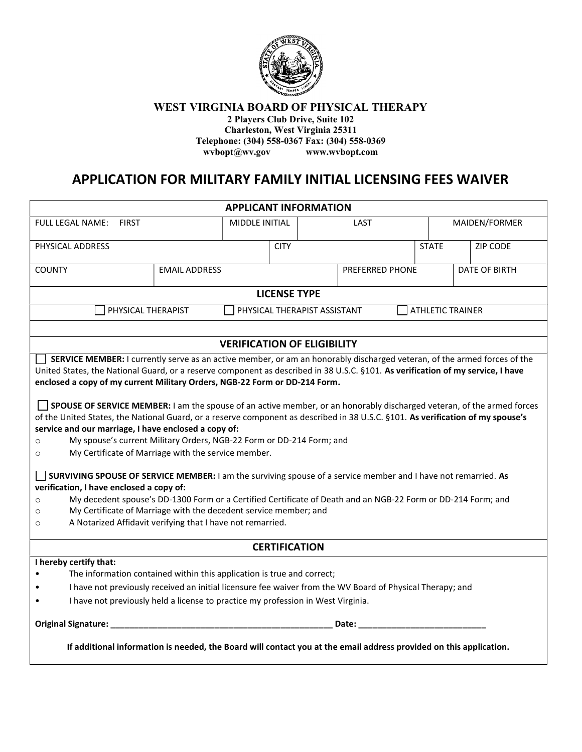**WEST VIRGINIA BOARD OF PHYSICAL THERAPY**
**2 Players Club Drive, Suite 102**
**Charleston, West Virginia 25311**
**Telephone: (304) 558-0367 Fax: (304) 558-0369**
**wvbopt@wv.gov www.wvbopt.com**

# APPLICATION FOR MILITARY FAMILY INITIAL LICENSING FEES WAIVER

## APPLICANT INFORMATION

| | | | | |
|---|---|---|---|---|
| FULL LEGAL NAME: FIRST | MIDDLE INITIAL | LAST | MAIDEN/FORMER | |
| PHYSICAL ADDRESS | CITY | STATE | ZIP CODE | |
| COUNTY | EMAIL ADDRESS | PREFERRED PHONE | DATE OF BIRTH | |

## LICENSE TYPE

☐ PHYSICAL THERAPIST ☐ PHYSICAL THERAPIST ASSISTANT ☐ ATHLETIC TRAINER

## VERIFICATION OF ELIGIBILITY

☐ **SERVICE MEMBER:** I currently serve as an active member, or am an honorably discharged veteran, of the armed forces of the United States, the National Guard, or a reserve component as described in 38 U.S.C. §101. **As verification of my service, I have enclosed a copy of my current Military Orders, NGB-22 Form or DD-214 Form.**

☐ **SPOUSE OF SERVICE MEMBER:** I am the spouse of an active member, or an honorably discharged veteran, of the armed forces of the United States, the National Guard, or a reserve component as described in 38 U.S.C. §101. **As verification of my spouse's service and our marriage, I have enclosed a copy of:**

- My spouse's current Military Orders, NGB-22 Form or DD-214 Form; and
- My Certificate of Marriage with the service member.

☐ **SURVIVING SPOUSE OF SERVICE MEMBER:** I am the surviving spouse of a service member and I have not remarried. **As verification, I have enclosed a copy of:**

- My decedent spouse's DD-1300 Form or a Certified Certificate of Death and an NGB-22 Form or DD-214 Form; and
- My Certificate of Marriage with the decedent service member; and
- A Notarized Affidavit verifying that I have not remarried.

## CERTIFICATION

**I hereby certify that:**

- The information contained within this application is true and correct;
- I have not previously received an initial licensure fee waiver from the WV Board of Physical Therapy; and
- I have not previously held a license to practice my profession in West Virginia.

**Original Signature: \_\_\_\_\_\_\_\_\_\_\_\_\_\_\_\_\_\_\_\_\_\_\_\_\_\_\_\_\_\_\_\_\_\_\_\_\_\_\_\_\_\_\_\_\_\_ Date: \_\_\_\_\_\_\_\_\_\_\_\_\_\_\_\_\_\_\_\_\_\_\_\_\_\_\_**

**If additional information is needed, the Board will contact you at the email address provided on this application.**